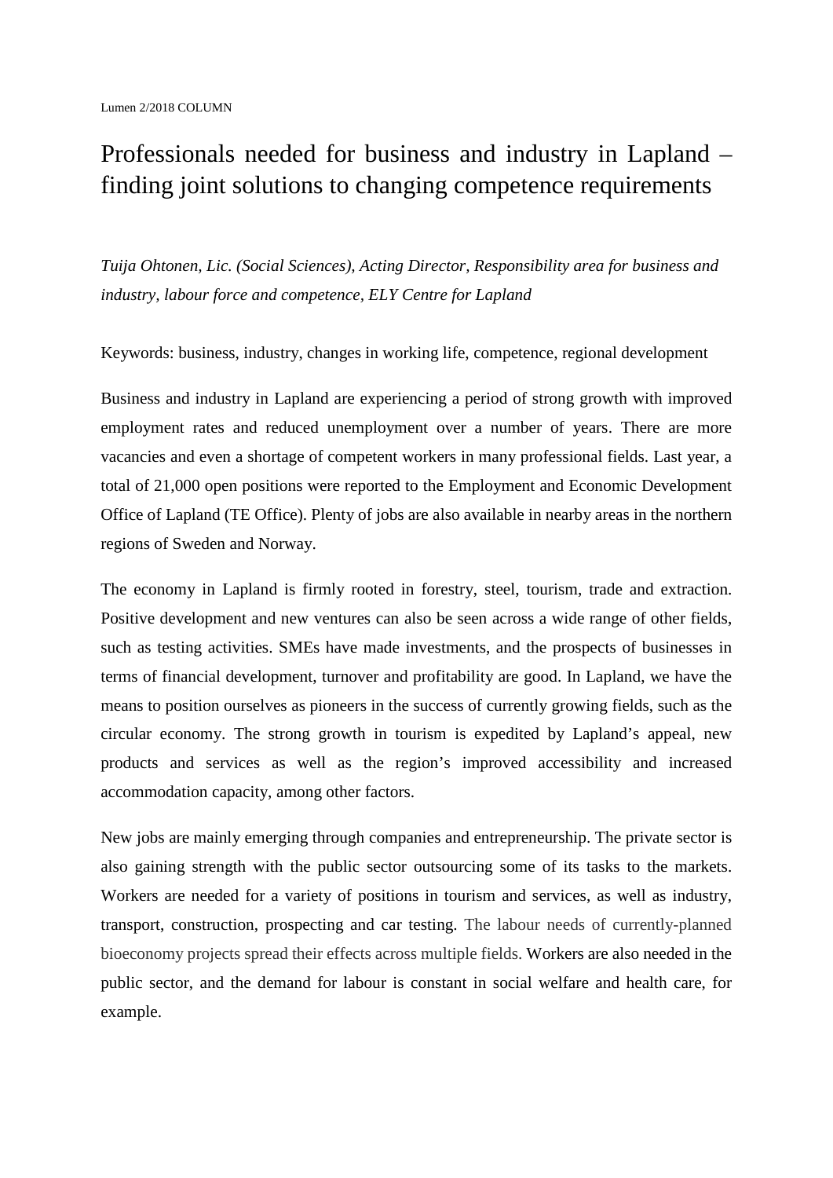Lumen 2/2018 COLUMN

# Professionals needed for business and industry in Lapland – finding joint solutions to changing competence requirements

*Tuija Ohtonen, Lic. (Social Sciences), Acting Director, Responsibility area for business and industry, labour force and competence, ELY Centre for Lapland*

Keywords: business, industry, changes in working life, competence, regional development

Business and industry in Lapland are experiencing a period of strong growth with improved employment rates and reduced unemployment over a number of years. There are more vacancies and even a shortage of competent workers in many professional fields. Last year, a total of 21,000 open positions were reported to the Employment and Economic Development Office of Lapland (TE Office). Plenty of jobs are also available in nearby areas in the northern regions of Sweden and Norway.

The economy in Lapland is firmly rooted in forestry, steel, tourism, trade and extraction. Positive development and new ventures can also be seen across a wide range of other fields, such as testing activities. SMEs have made investments, and the prospects of businesses in terms of financial development, turnover and profitability are good. In Lapland, we have the means to position ourselves as pioneers in the success of currently growing fields, such as the circular economy. The strong growth in tourism is expedited by Lapland's appeal, new products and services as well as the region's improved accessibility and increased accommodation capacity, among other factors.

New jobs are mainly emerging through companies and entrepreneurship. The private sector is also gaining strength with the public sector outsourcing some of its tasks to the markets. Workers are needed for a variety of positions in tourism and services, as well as industry, transport, construction, prospecting and car testing. The labour needs of currently-planned bioeconomy projects spread their effects across multiple fields. Workers are also needed in the public sector, and the demand for labour is constant in social welfare and health care, for example.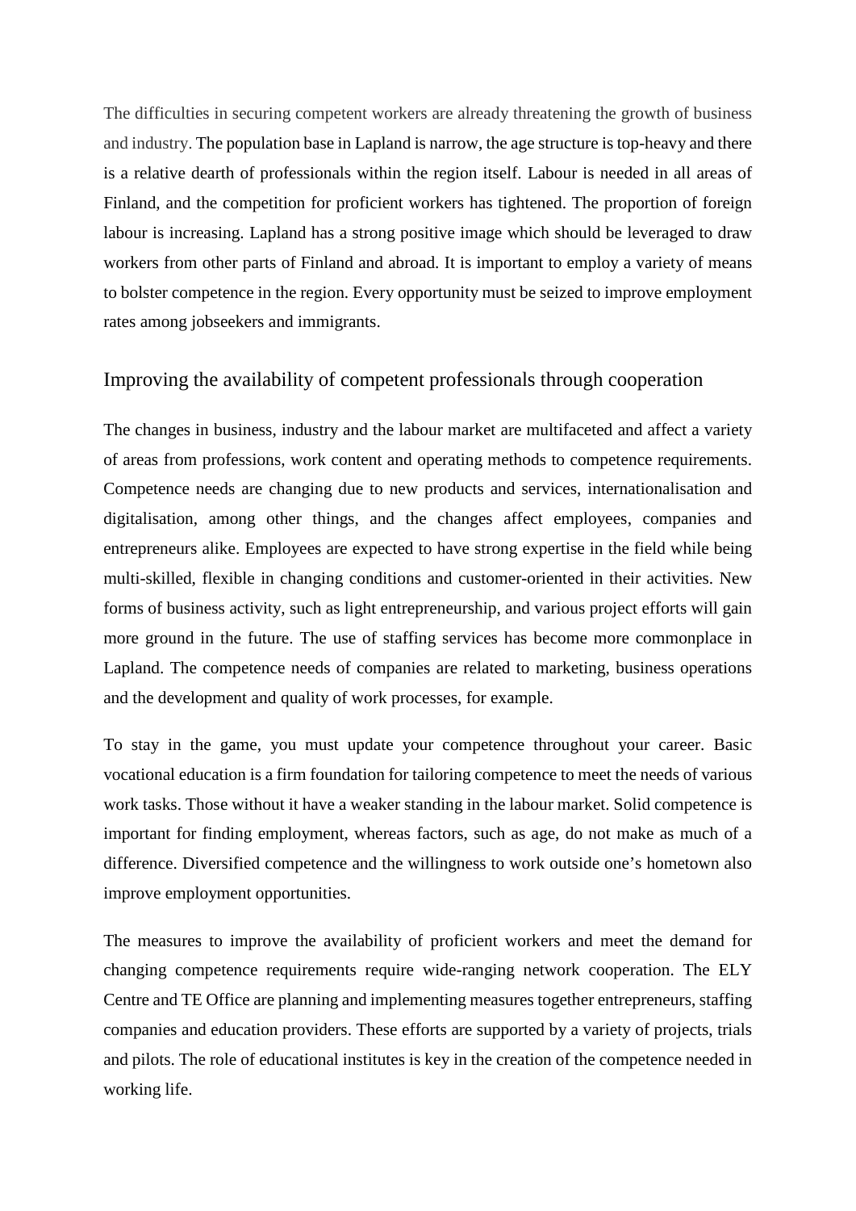The difficulties in securing competent workers are already threatening the growth of business and industry. The population base in Lapland is narrow, the age structure is top-heavy and there is a relative dearth of professionals within the region itself. Labour is needed in all areas of Finland, and the competition for proficient workers has tightened. The proportion of foreign labour is increasing. Lapland has a strong positive image which should be leveraged to draw workers from other parts of Finland and abroad. It is important to employ a variety of means to bolster competence in the region. Every opportunity must be seized to improve employment rates among jobseekers and immigrants.

## Improving the availability of competent professionals through cooperation

The changes in business, industry and the labour market are multifaceted and affect a variety of areas from professions, work content and operating methods to competence requirements. Competence needs are changing due to new products and services, internationalisation and digitalisation, among other things, and the changes affect employees, companies and entrepreneurs alike. Employees are expected to have strong expertise in the field while being multi-skilled, flexible in changing conditions and customer-oriented in their activities. New forms of business activity, such as light entrepreneurship, and various project efforts will gain more ground in the future. The use of staffing services has become more commonplace in Lapland. The competence needs of companies are related to marketing, business operations and the development and quality of work processes, for example.

To stay in the game, you must update your competence throughout your career. Basic vocational education is a firm foundation for tailoring competence to meet the needs of various work tasks. Those without it have a weaker standing in the labour market. Solid competence is important for finding employment, whereas factors, such as age, do not make as much of a difference. Diversified competence and the willingness to work outside one's hometown also improve employment opportunities.

The measures to improve the availability of proficient workers and meet the demand for changing competence requirements require wide-ranging network cooperation. The ELY Centre and TE Office are planning and implementing measures together entrepreneurs, staffing companies and education providers. These efforts are supported by a variety of projects, trials and pilots. The role of educational institutes is key in the creation of the competence needed in working life.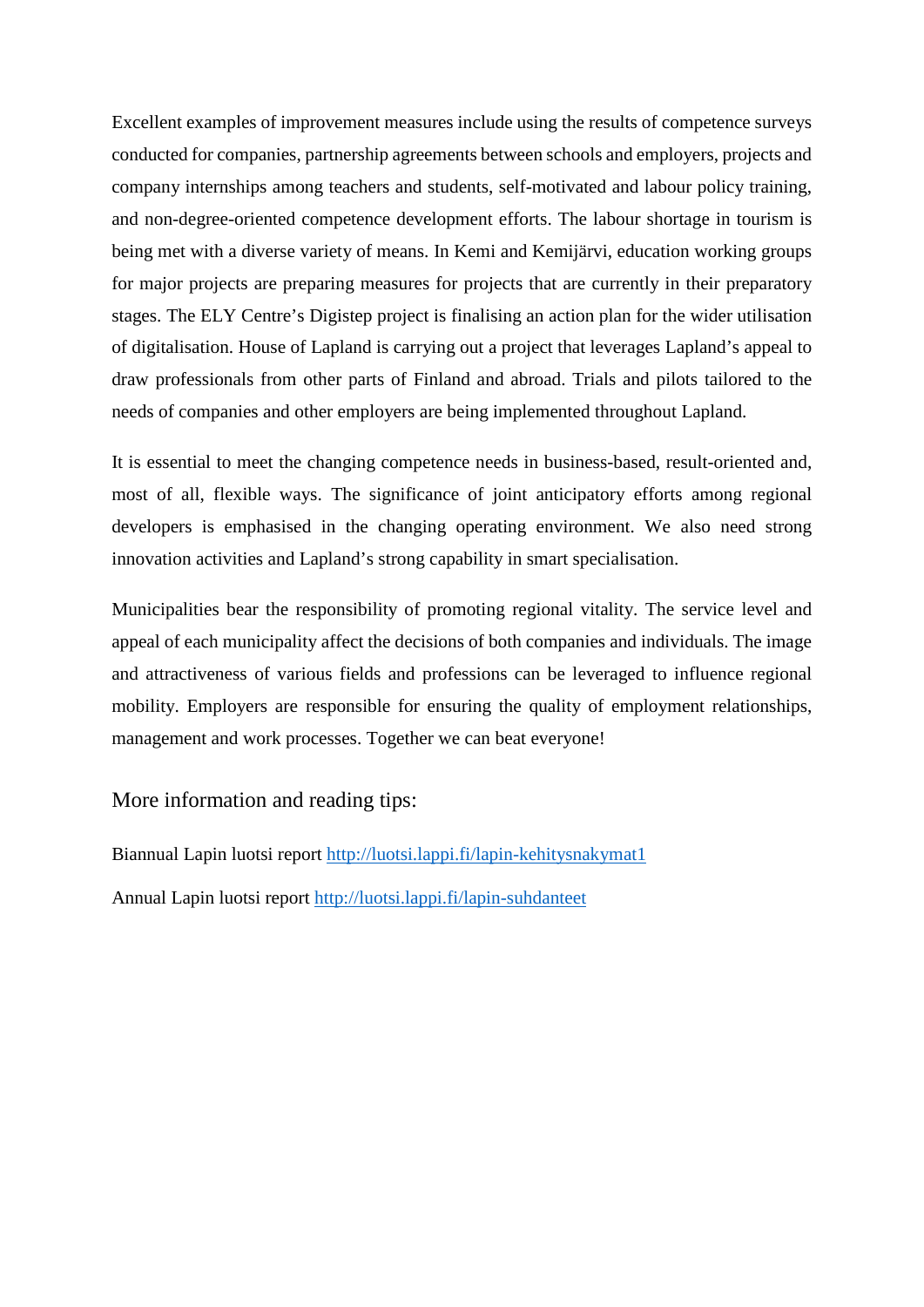Excellent examples of improvement measures include using the results of competence surveys conducted for companies, partnership agreements between schools and employers, projects and company internships among teachers and students, self-motivated and labour policy training, and non-degree-oriented competence development efforts. The labour shortage in tourism is being met with a diverse variety of means. In Kemi and Kemijärvi, education working groups for major projects are preparing measures for projects that are currently in their preparatory stages. The ELY Centre's Digistep project is finalising an action plan for the wider utilisation of digitalisation. House of Lapland is carrying out a project that leverages Lapland's appeal to draw professionals from other parts of Finland and abroad. Trials and pilots tailored to the needs of companies and other employers are being implemented throughout Lapland.

It is essential to meet the changing competence needs in business-based, result-oriented and, most of all, flexible ways. The significance of joint anticipatory efforts among regional developers is emphasised in the changing operating environment. We also need strong innovation activities and Lapland's strong capability in smart specialisation.

Municipalities bear the responsibility of promoting regional vitality. The service level and appeal of each municipality affect the decisions of both companies and individuals. The image and attractiveness of various fields and professions can be leveraged to influence regional mobility. Employers are responsible for ensuring the quality of employment relationships, management and work processes. Together we can beat everyone!

## More information and reading tips:

Biannual Lapin luotsi report http://luotsi.lappi.fi/lapin-kehitysnakymat1

Annual Lapin luotsi report http://luotsi.lappi.fi/lapin-suhdanteet